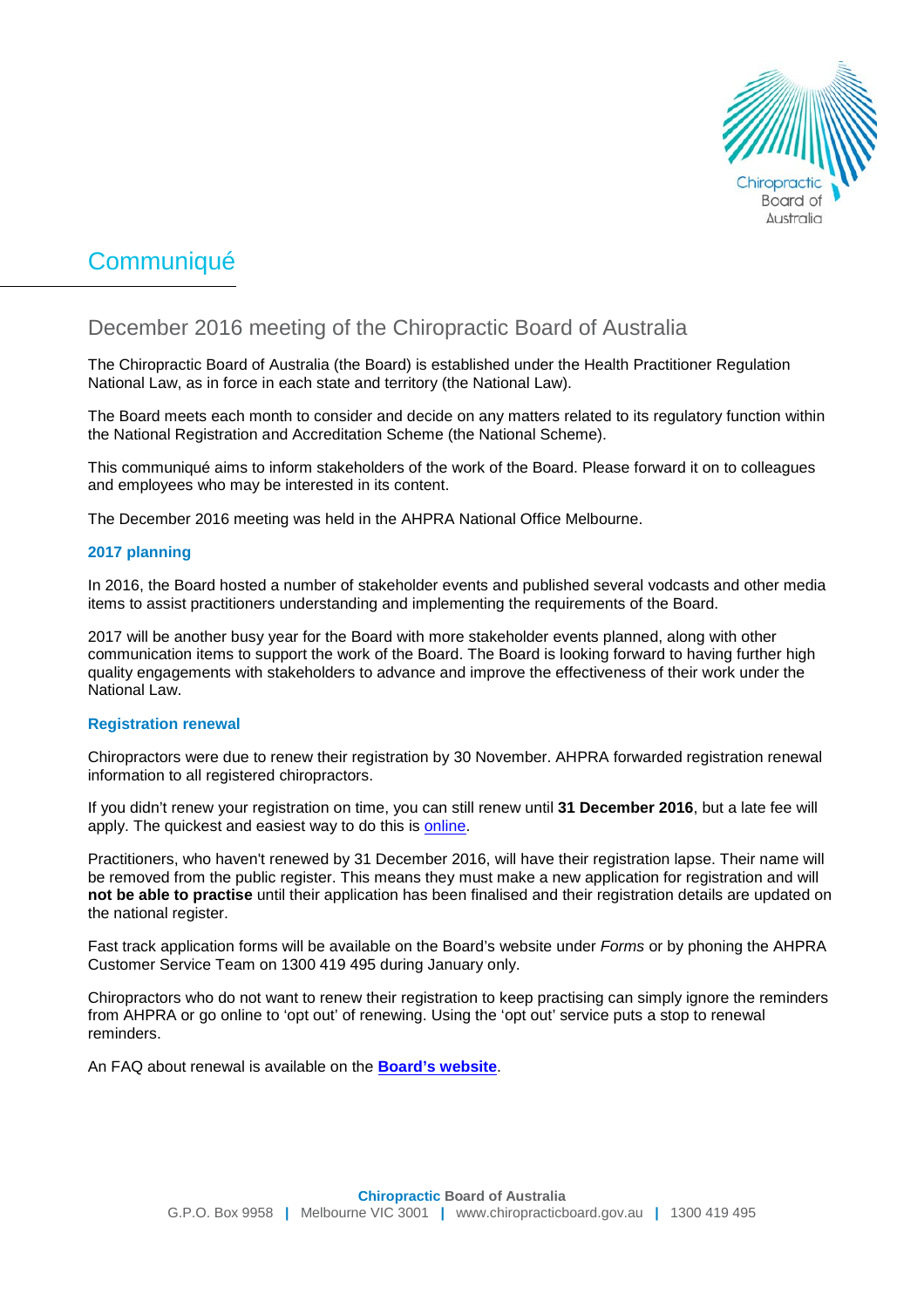# Communiqué

## December 2016 meeting of the Chiropractic Board of Australia

The Chiropractic Board of Australia (the Board) is established under the Health Practitioner Regulation National Law, as in force in each state and territory (the National Law).

The Board meets each month to consider and decide on any matters related to its regulatory function within the National Registration and Accreditation Scheme (the National Scheme).

This communiqué aims to inform stakeholders of the work of the Board. Please forward it on to colleagues and employees who may be interested in its content.

The December 2016 meeting was held in the AHPRA National Office Melbourne.

### 2017 planning

In 2016, the Board hosted a number of stakeholder events and published several vodcasts and other media items to assist practitioners understanding and implementing the requirements of the Board.

2017 will be another busy year for the Board with more stakeholder events planned, along with other communication items to support the work of the Board. The Board is looking forward to having further high quality engagements with stakeholders to advance and improve the effectiveness of their work under the National Law.

### Registration renewal

Chiropractors were due to renew their registration by 30 November. AHPRA forwarded registration renewal information to all registered chiropractors.

If you didn't renew your registration on time, you can still renew until **31 December 2016**, but a late fee will apply. The quickest and easiest way to do this is online.

Practitioners, who haven't renewed by 31 December 2016, will have their registration lapse. Their name will be removed from the public register. This means they must make a new application for registration and will **not be able to practise** until their application has been finalised and their registration details are updated on the national register.

Fast track application forms will be available on the Board's website under *Forms* or by phoning the AHPRA Customer Service Team on 1300 419 495 during January only.

Chiropractors who do not want to renew their registration to keep practising can simply ignore the reminders from AHPRA or go online to 'opt out' of renewing. Using the 'opt out' service puts a stop to renewal reminders.

An FAQ about renewal is available on the **Board's website**.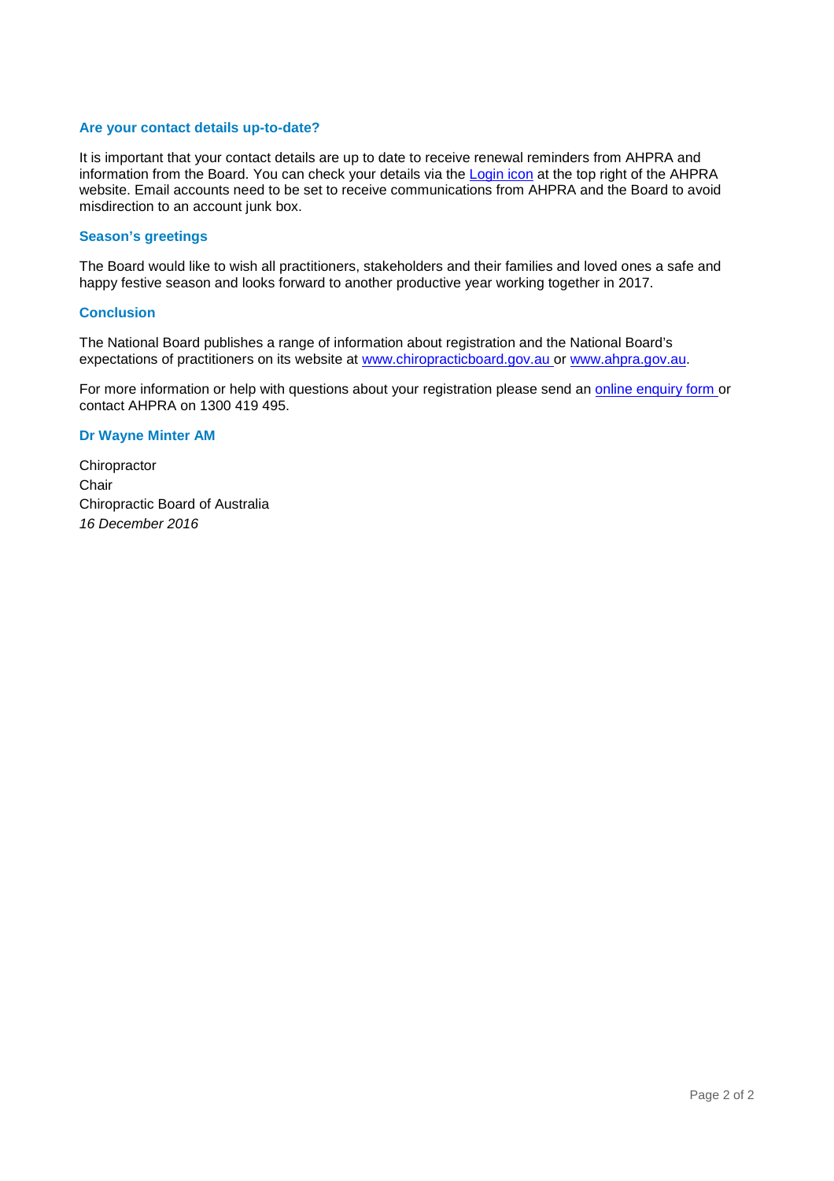### Are your contact details up-to-date?

It is important that your contact details are up to date to receive renewal reminders from AHPRA and information from the Board. You can check your details via the Login icon at the top right of the AHPRA website. Email accounts need to be set to receive communications from AHPRA and the Board to avoid misdirection to an account junk box.

### Season's greetings

The Board would like to wish all practitioners, stakeholders and their families and loved ones a safe and happy festive season and looks forward to another productive year working together in 2017.

### Conclusion

The National Board publishes a range of information about registration and the National Board's expectations of practitioners on its website at www.chiropracticboard.gov.au or www.ahpra.gov.au.

For more information or help with questions about your registration please send an online enquiry form or contact AHPRA on 1300 419 495.

**Dr Wayne Minter AM**

Chiropractor
Chair
Chiropractic Board of Australia
*16 December 2016*